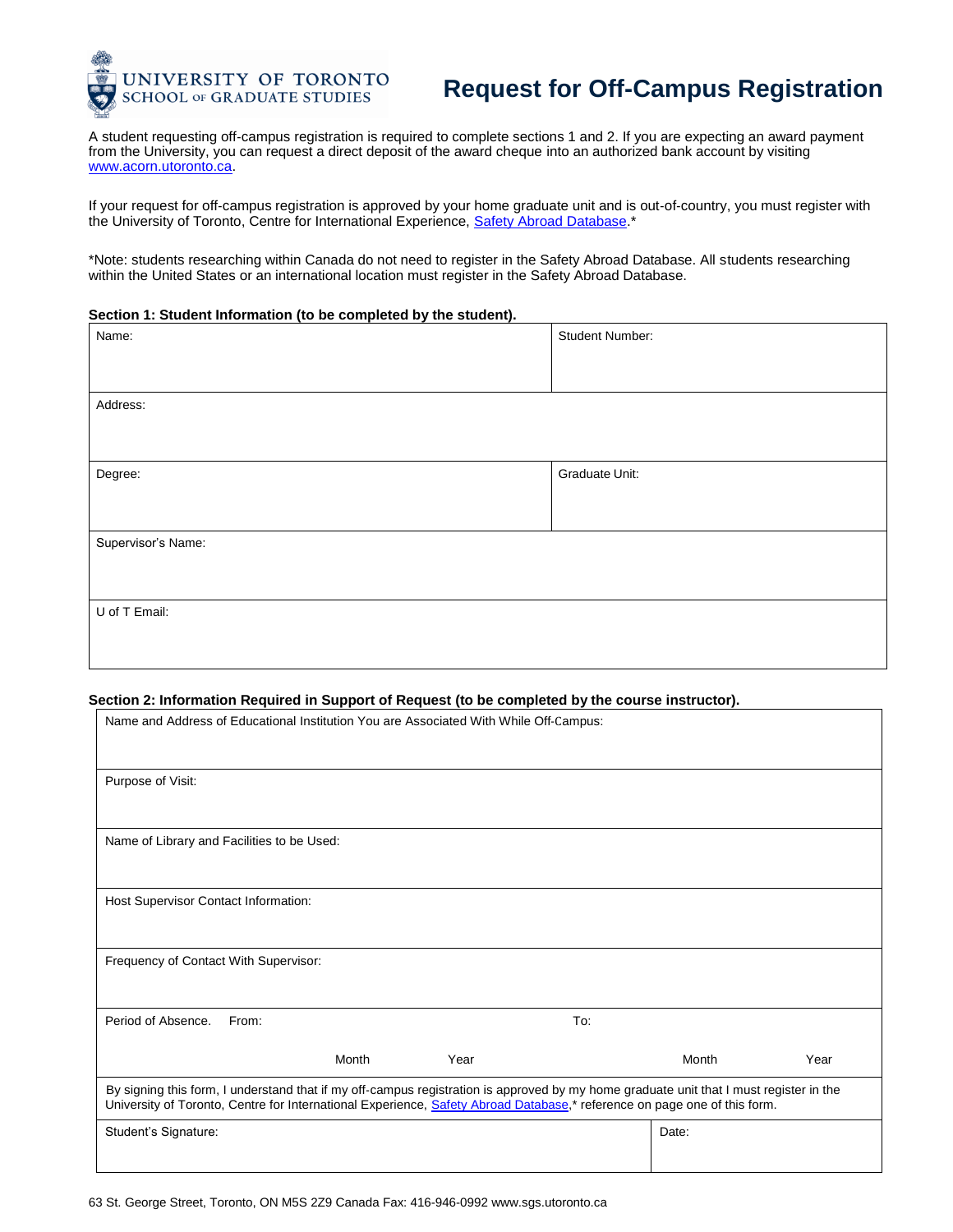UNIVERSITY OF TORONTO
SCHOOL OF GRADUATE STUDIES

# Request for Off-Campus Registration

A student requesting off-campus registration is required to complete sections 1 and 2. If you are expecting an award payment from the University, you can request a direct deposit of the award cheque into an authorized bank account by visiting www.acorn.utoronto.ca.

If your request for off-campus registration is approved by your home graduate unit and is out-of-country, you must register with the University of Toronto, Centre for International Experience, Safety Abroad Database.*

*Note: students researching within Canada do not need to register in the Safety Abroad Database. All students researching within the United States or an international location must register in the Safety Abroad Database.

**Section 1: Student Information (to be completed by the student).**

| Name: | Student Number: |
|---|---|
| Address: | |
| Degree: | Graduate Unit: |
| Supervisor's Name: | |
| U of T Email: | |

**Section 2: Information Required in Support of Request (to be completed by the course instructor).**

| Name and Address of Educational Institution You are Associated With While Off-Campus: | | | | |
|---|---|---|---|---|
| Purpose of Visit: | | | | |
| Name of Library and Facilities to be Used: | | | | |
| Host Supervisor Contact Information: | | | | |
| Frequency of Contact With Supervisor: | | | | |
| Period of Absence. From: | | | To: | |
| | Month | Year | Month | Year |
| By signing this form, I understand that if my off-campus registration is approved by my home graduate unit that I must register in the University of Toronto, Centre for International Experience, Safety Abroad Database,* reference on page one of this form. | | | | |
| Student's Signature: | | | Date: | |

63 St. George Street, Toronto, ON M5S 2Z9 Canada Fax: 416-946-0992 www.sgs.utoronto.ca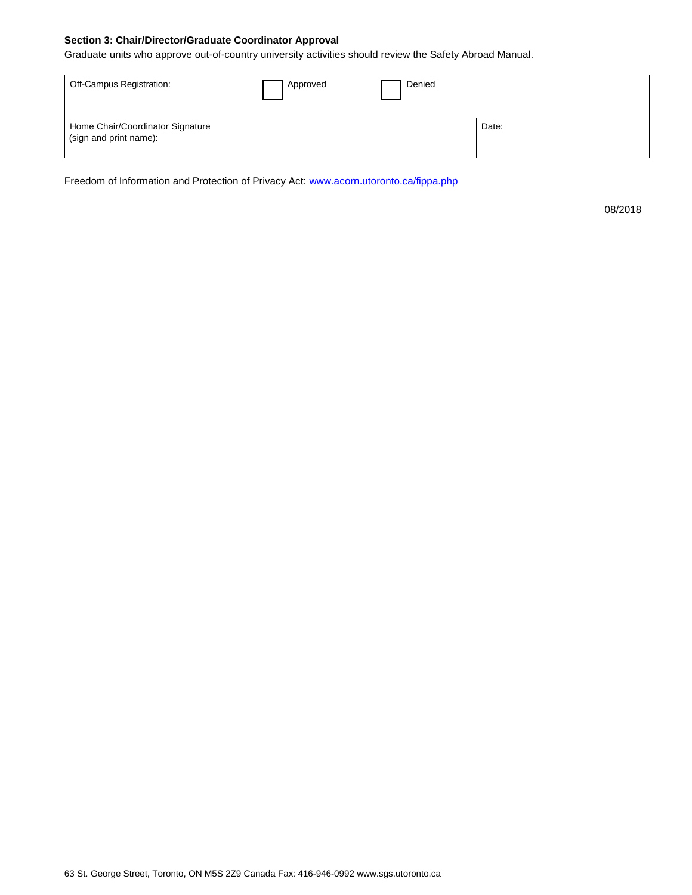**Section 3: Chair/Director/Graduate Coordinator Approval**

Graduate units who approve out-of-country university activities should review the Safety Abroad Manual.

| | |
|---|---|
| Off-Campus Registration: ☐ Approved ☐ Denied | |
| Home Chair/Coordinator Signature (sign and print name): | Date: |

Freedom of Information and Protection of Privacy Act: [www.acorn.utoronto.ca/fippa.php](http://www.acorn.utoronto.ca/fippa.php)

08/2018

63 St. George Street, Toronto, ON M5S 2Z9 Canada Fax: 416-946-0992 www.sgs.utoronto.ca